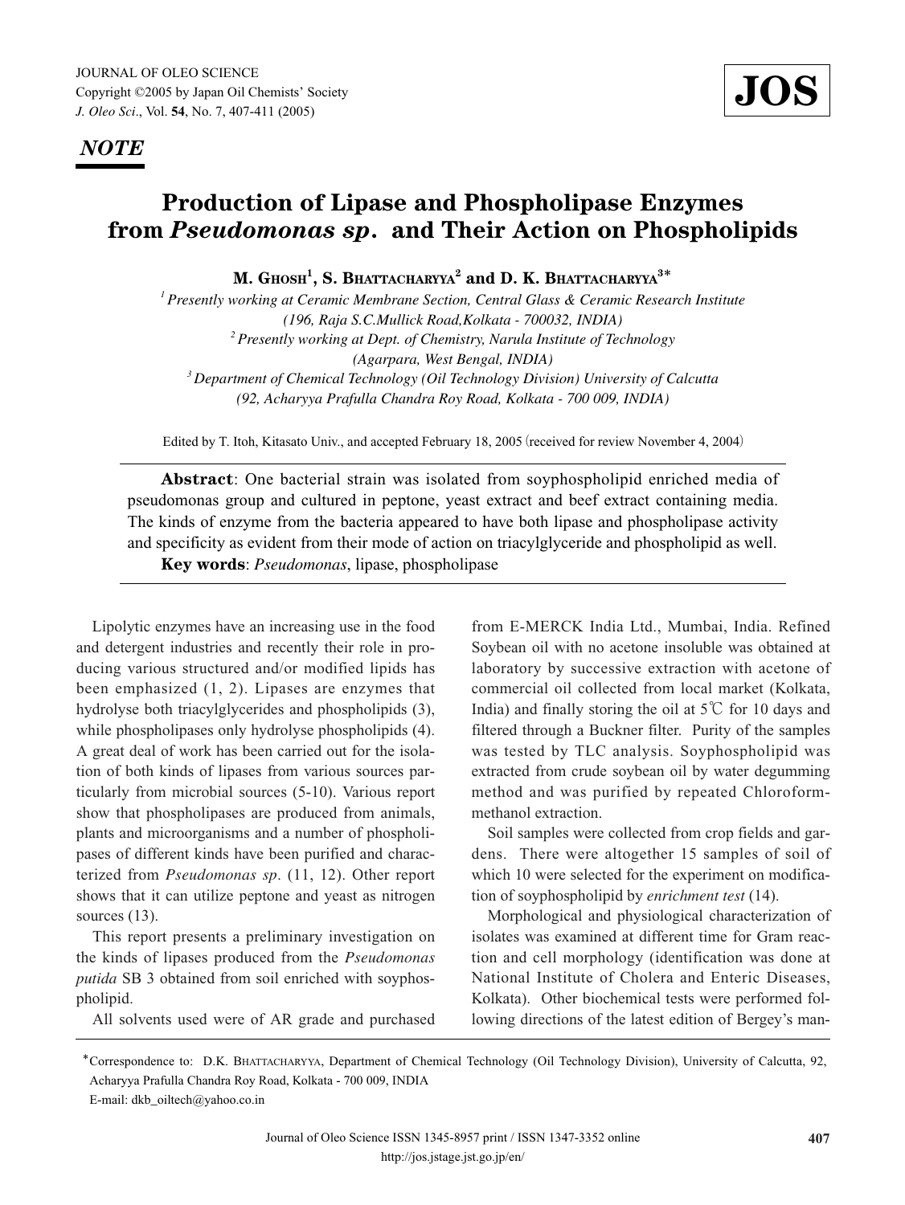*NOTE*

# Production of Lipase and Phospholipase Enzymes from *Pseudomonas sp*. and Their Action on Phospholipids

**M. Ghosh[1], S. Bhattacharyya[2] and D. K. Bhattacharyya[3]***

[1] *Presently working at Ceramic Membrane Section, Central Glass & Ceramic Research Institute (196, Raja S.C.Mullick Road,Kolkata - 700032, INDIA)*

[2] *Presently working at Dept. of Chemistry, Narula Institute of Technology (Agarpara, West Bengal, INDIA)*

[3] *Department of Chemical Technology (Oil Technology Division) University of Calcutta (92, Acharyya Prafulla Chandra Roy Road, Kolkata - 700 009, INDIA)*

Edited by T. Itoh, Kitasato Univ., and accepted February 18, 2005 (received for review November 4, 2004)

**Abstract**: One bacterial strain was isolated from soyphospholipid enriched media of pseudomonas group and cultured in peptone, yeast extract and beef extract containing media. The kinds of enzyme from the bacteria appeared to have both lipase and phospholipase activity and specificity as evident from their mode of action on triacylglyceride and phospholipid as well.

**Key words**: *Pseudomonas*, lipase, phospholipase

Lipolytic enzymes have an increasing use in the food and detergent industries and recently their role in producing various structured and/or modified lipids has been emphasized (1, 2). Lipases are enzymes that hydrolyse both triacylglycerides and phospholipids (3), while phospholipases only hydrolyse phospholipids (4). A great deal of work has been carried out for the isolation of both kinds of lipases from various sources particularly from microbial sources (5-10). Various report show that phospholipases are produced from animals, plants and microorganisms and a number of phospholipases of different kinds have been purified and characterized from *Pseudomonas sp*. (11, 12). Other report shows that it can utilize peptone and yeast as nitrogen sources (13).

This report presents a preliminary investigation on the kinds of lipases produced from the *Pseudomonas putida* SB 3 obtained from soil enriched with soyphospholipid.

All solvents used were of AR grade and purchased from E-MERCK India Ltd., Mumbai, India. Refined Soybean oil with no acetone insoluble was obtained at laboratory by successive extraction with acetone of commercial oil collected from local market (Kolkata, India) and finally storing the oil at 5℃ for 10 days and filtered through a Buckner filter. Purity of the samples was tested by TLC analysis. Soyphospholipid was extracted from crude soybean oil by water degumming method and was purified by repeated Chloroform-methanol extraction.

Soil samples were collected from crop fields and gardens. There were altogether 15 samples of soil of which 10 were selected for the experiment on modification of soyphospholipid by *enrichment test* (14).

Morphological and physiological characterization of isolates was examined at different time for Gram reaction and cell morphology (identification was done at National Institute of Cholera and Enteric Diseases, Kolkata). Other biochemical tests were performed following directions of the latest edition of Bergey's man-

*Correspondence to: D.K. Bhattacharyya, Department of Chemical Technology (Oil Technology Division), University of Calcutta, 92, Acharyya Prafulla Chandra Roy Road, Kolkata - 700 009, INDIA

E-mail: dkb_oiltech@yahoo.co.in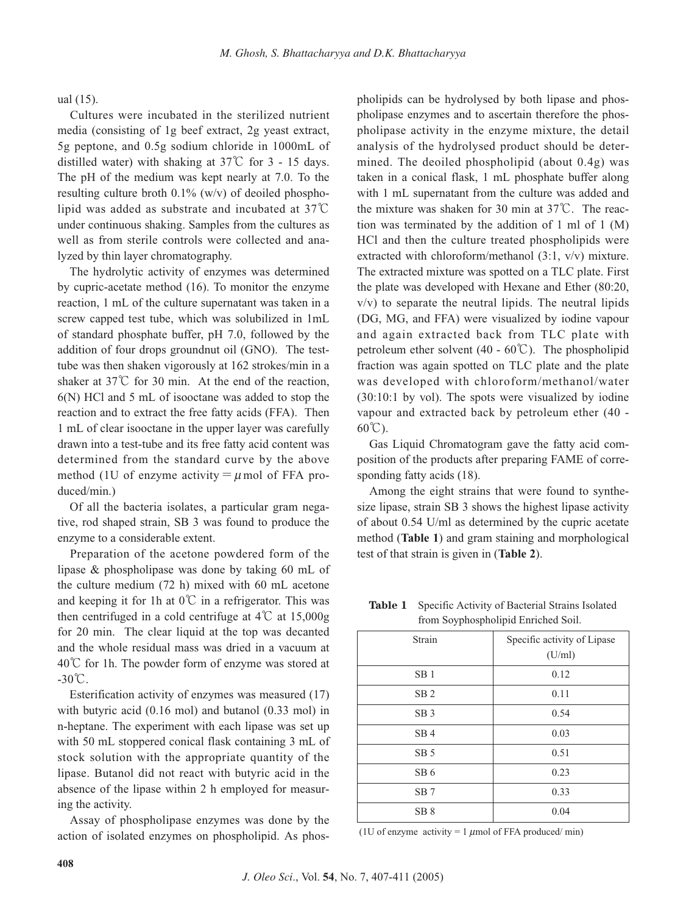ual (15).

Cultures were incubated in the sterilized nutrient media (consisting of 1g beef extract, 2g yeast extract, 5g peptone, and 0.5g sodium chloride in 1000mL of distilled water) with shaking at 37℃ for 3 - 15 days. The pH of the medium was kept nearly at 7.0. To the resulting culture broth 0.1% (w/v) of deoiled phospholipid was added as substrate and incubated at 37℃ under continuous shaking. Samples from the cultures as well as from sterile controls were collected and analyzed by thin layer chromatography.

The hydrolytic activity of enzymes was determined by cupric-acetate method (16). To monitor the enzyme reaction, 1 mL of the culture supernatant was taken in a screw capped test tube, which was solubilized in 1mL of standard phosphate buffer, pH 7.0, followed by the addition of four drops groundnut oil (GNO). The test-tube was then shaken vigorously at 162 strokes/min in a shaker at 37℃ for 30 min. At the end of the reaction, 6(N) HCl and 5 mL of isooctane was added to stop the reaction and to extract the free fatty acids (FFA). Then 1 mL of clear isooctane in the upper layer was carefully drawn into a test-tube and its free fatty acid content was determined from the standard curve by the above method (1U of enzyme activity = $\mu$mol of FFA produced/min.)

Of all the bacteria isolates, a particular gram negative, rod shaped strain, SB 3 was found to produce the enzyme to a considerable extent.

Preparation of the acetone powdered form of the lipase & phospholipase was done by taking 60 mL of the culture medium (72 h) mixed with 60 mL acetone and keeping it for 1h at 0℃ in a refrigerator. This was then centrifuged in a cold centrifuge at 4℃ at 15,000g for 20 min. The clear liquid at the top was decanted and the whole residual mass was dried in a vacuum at 40℃ for 1h. The powder form of enzyme was stored at -30℃.

Esterification activity of enzymes was measured (17) with butyric acid (0.16 mol) and butanol (0.33 mol) in n-heptane. The experiment with each lipase was set up with 50 mL stoppered conical flask containing 3 mL of stock solution with the appropriate quantity of the lipase. Butanol did not react with butyric acid in the absence of the lipase within 2 h employed for measuring the activity.

Assay of phospholipase enzymes was done by the action of isolated enzymes on phospholipid. As phospholipids can be hydrolysed by both lipase and phospholipase enzymes and to ascertain therefore the phospholipase activity in the enzyme mixture, the detail analysis of the hydrolysed product should be determined. The deoiled phospholipid (about 0.4g) was taken in a conical flask, 1 mL phosphate buffer along with 1 mL supernatant from the culture was added and the mixture was shaken for 30 min at 37℃. The reaction was terminated by the addition of 1 ml of 1 (M) HCl and then the culture treated phospholipids were extracted with chloroform/methanol (3:1, v/v) mixture. The extracted mixture was spotted on a TLC plate. First the plate was developed with Hexane and Ether (80:20, v/v) to separate the neutral lipids. The neutral lipids (DG, MG, and FFA) were visualized by iodine vapour and again extracted back from TLC plate with petroleum ether solvent (40 - 60℃). The phospholipid fraction was again spotted on TLC plate and the plate was developed with chloroform/methanol/water (30:10:1 by vol). The spots were visualized by iodine vapour and extracted back by petroleum ether (40 - 60℃).

Gas Liquid Chromatogram gave the fatty acid composition of the products after preparing FAME of corresponding fatty acids (18).

Among the eight strains that were found to synthesize lipase, strain SB 3 shows the highest lipase activity of about 0.54 U/ml as determined by the cupric acetate method (**Table 1**) and gram staining and morphological test of that strain is given in (**Table 2**).

**Table 1** Specific Activity of Bacterial Strains Isolated from Soyphospholipid Enriched Soil.

| Strain | Specific activity of Lipase (U/ml) |
|---|---|
| SB 1 | 0.12 |
| SB 2 | 0.11 |
| SB 3 | 0.54 |
| SB 4 | 0.03 |
| SB 5 | 0.51 |
| SB 6 | 0.23 |
| SB 7 | 0.33 |
| SB 8 | 0.04 |

(1U of enzyme activity = 1 $\mu$mol of FFA produced/ min)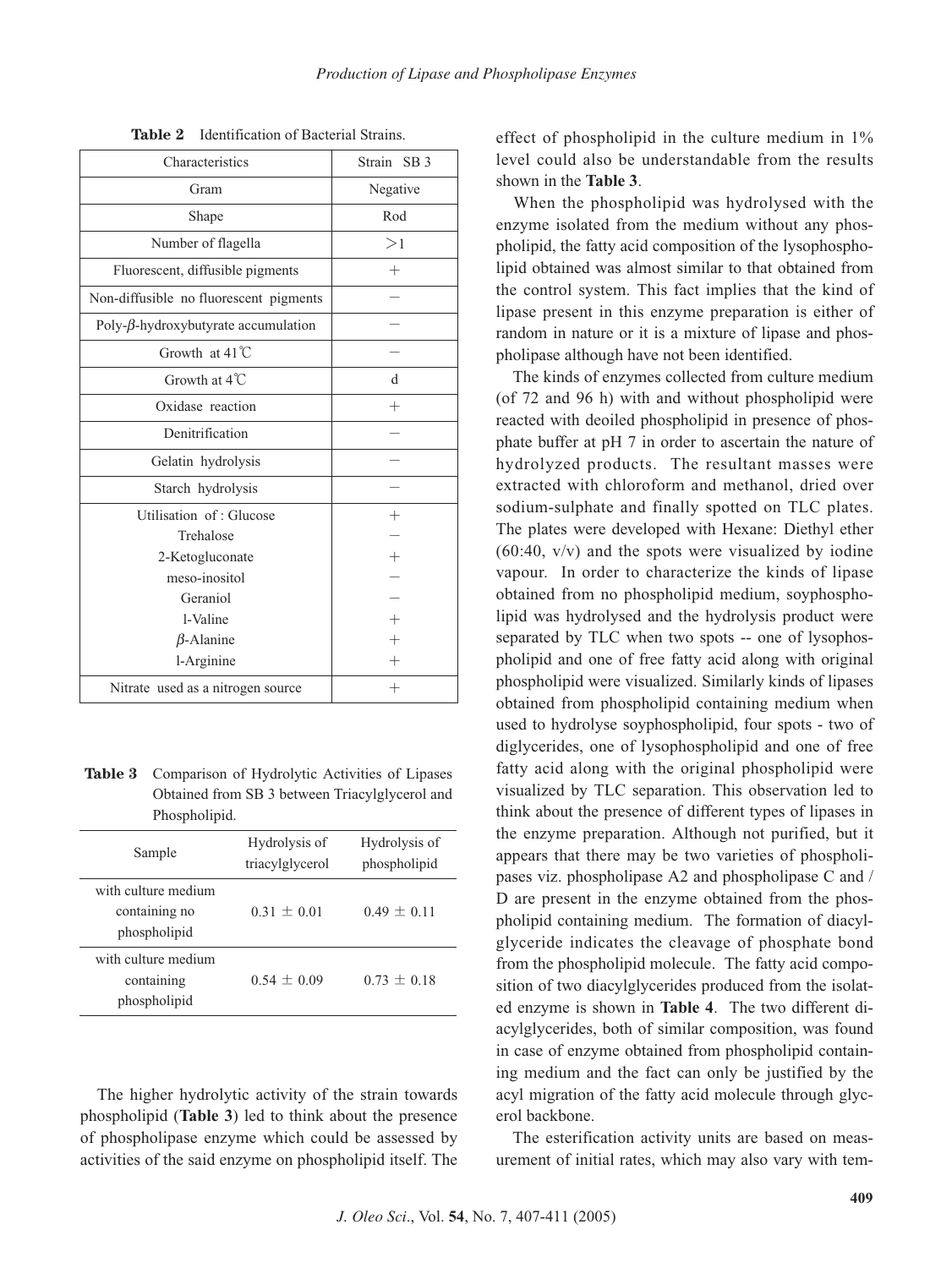**Table 2** Identification of Bacterial Strains.

| Characteristics | Strain SB 3 |
|---|---|
| Gram | Negative |
| Shape | Rod |
| Number of flagella | >1 |
| Fluorescent, diffusible pigments | + |
| Non-diffusible no fluorescent pigments | − |
| Poly-$\beta$-hydroxybutyrate accumulation | − |
| Growth at 41℃ | − |
| Growth at 4℃ | d |
| Oxidase reaction | + |
| Denitrification | − |
| Gelatin hydrolysis | − |
| Starch hydrolysis | − |
| Utilisation of : Glucose | + |
| Trehalose | − |
| 2-Ketogluconate | + |
| meso-inositol | − |
| Geraniol | − |
| l-Valine | + |
| $\beta$-Alanine | + |
| l-Arginine | + |
| Nitrate used as a nitrogen source | + |

**Table 3** Comparison of Hydrolytic Activities of Lipases Obtained from SB 3 between Triacylglycerol and Phospholipid.

| Sample | Hydrolysis of triacylglycerol | Hydrolysis of phospholipid |
|---|---|---|
| with culture medium containing no phospholipid | 0.31 ± 0.01 | 0.49 ± 0.11 |
| with culture medium containing phospholipid | 0.54 ± 0.09 | 0.73 ± 0.18 |

The higher hydrolytic activity of the strain towards phospholipid (**Table 3**) led to think about the presence of phospholipase enzyme which could be assessed by activities of the said enzyme on phospholipid itself. The effect of phospholipid in the culture medium in 1% level could also be understandable from the results shown in the **Table 3**.

When the phospholipid was hydrolysed with the enzyme isolated from the medium without any phospholipid, the fatty acid composition of the lysophospholipid obtained was almost similar to that obtained from the control system. This fact implies that the kind of lipase present in this enzyme preparation is either of random in nature or it is a mixture of lipase and phospholipase although have not been identified.

The kinds of enzymes collected from culture medium (of 72 and 96 h) with and without phospholipid were reacted with deoiled phospholipid in presence of phosphate buffer at pH 7 in order to ascertain the nature of hydrolyzed products. The resultant masses were extracted with chloroform and methanol, dried over sodium-sulphate and finally spotted on TLC plates. The plates were developed with Hexane: Diethyl ether (60:40, v/v) and the spots were visualized by iodine vapour. In order to characterize the kinds of lipase obtained from no phospholipid medium, soyphospholipid was hydrolysed and the hydrolysis product were separated by TLC when two spots -- one of lysophospholipid and one of free fatty acid along with original phospholipid were visualized. Similarly kinds of lipases obtained from phospholipid containing medium when used to hydrolyse soyphospholipid, four spots - two of diglycerides, one of lysophospholipid and one of free fatty acid along with the original phospholipid were visualized by TLC separation. This observation led to think about the presence of different types of lipases in the enzyme preparation. Although not purified, but it appears that there may be two varieties of phospholipases viz. phospholipase A2 and phospholipase C and / D are present in the enzyme obtained from the phospholipid containing medium. The formation of diacylglyceride indicates the cleavage of phosphate bond from the phospholipid molecule. The fatty acid composition of two diacylglycerides produced from the isolated enzyme is shown in **Table 4**. The two different diacylglycerides, both of similar composition, was found in case of enzyme obtained from phospholipid containing medium and the fact can only be justified by the acyl migration of the fatty acid molecule through glycerol backbone.

The esterification activity units are based on measurement of initial rates, which may also vary with tem-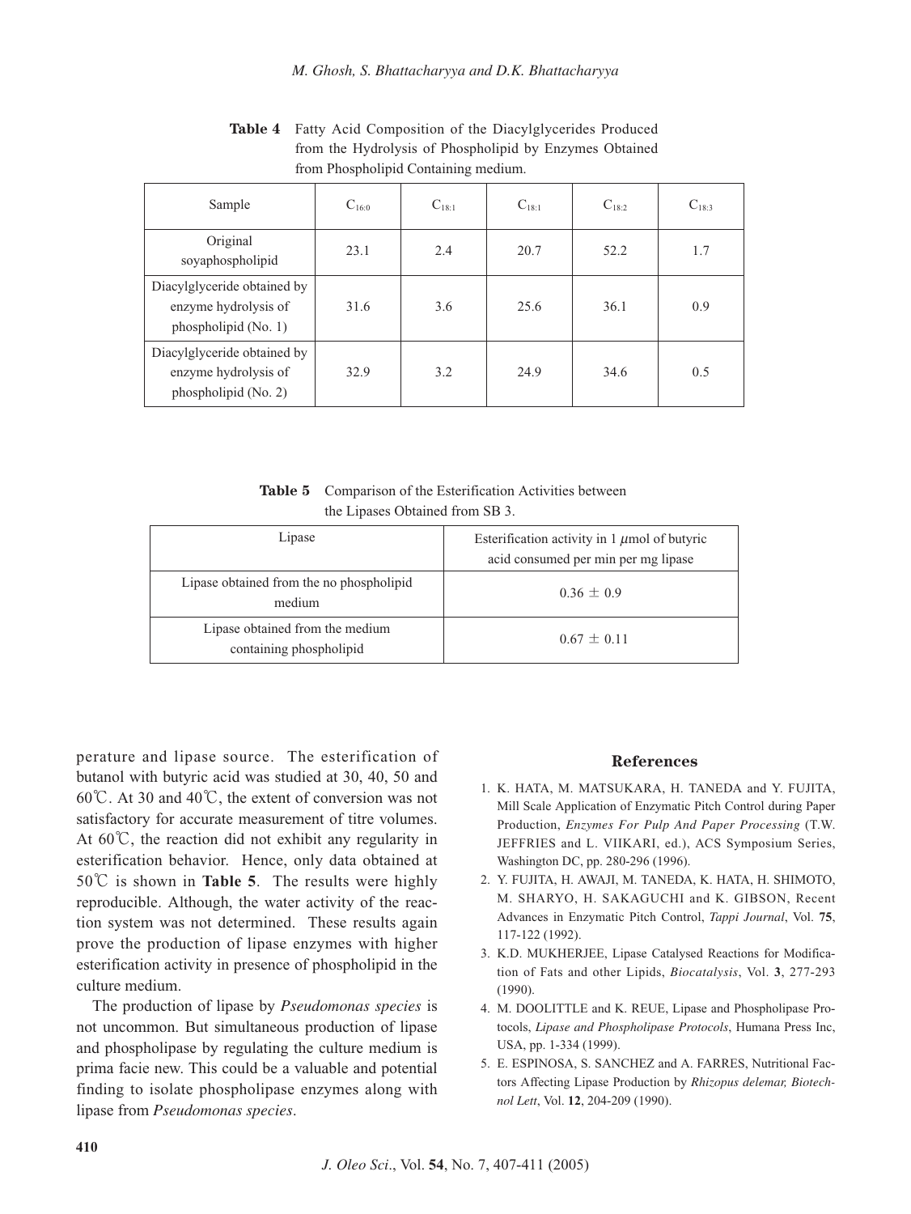**Table 4** Fatty Acid Composition of the Diacylglycerides Produced from the Hydrolysis of Phospholipid by Enzymes Obtained from Phospholipid Containing medium.

| Sample | $C_{16:0}$ | $C_{18:1}$ | $C_{18:1}$ | $C_{18:2}$ | $C_{18:3}$ |
|---|---|---|---|---|---|
| Original soyaphospholipid | 23.1 | 2.4 | 20.7 | 52.2 | 1.7 |
| Diacylglyceride obtained by enzyme hydrolysis of phospholipid (No. 1) | 31.6 | 3.6 | 25.6 | 36.1 | 0.9 |
| Diacylglyceride obtained by enzyme hydrolysis of phospholipid (No. 2) | 32.9 | 3.2 | 24.9 | 34.6 | 0.5 |

**Table 5** Comparison of the Esterification Activities between the Lipases Obtained from SB 3.

| Lipase | Esterification activity in 1 $\mu$mol of butyric acid consumed per min per mg lipase |
|---|---|
| Lipase obtained from the no phospholipid medium | $0.36 \pm 0.9$ |
| Lipase obtained from the medium containing phospholipid | $0.67 \pm 0.11$ |

perature and lipase source. The esterification of butanol with butyric acid was studied at 30, 40, 50 and 60℃. At 30 and 40℃, the extent of conversion was not satisfactory for accurate measurement of titre volumes. At 60℃, the reaction did not exhibit any regularity in esterification behavior. Hence, only data obtained at 50℃ is shown in **Table 5**. The results were highly reproducible. Although, the water activity of the reaction system was not determined. These results again prove the production of lipase enzymes with higher esterification activity in presence of phospholipid in the culture medium.

The production of lipase by *Pseudomonas species* is not uncommon. But simultaneous production of lipase and phospholipase by regulating the culture medium is prima facie new. This could be a valuable and potential finding to isolate phospholipase enzymes along with lipase from *Pseudomonas species*.

## References

1. K. HATA, M. MATSUKARA, H. TANEDA and Y. FUJITA, Mill Scale Application of Enzymatic Pitch Control during Paper Production, *Enzymes For Pulp And Paper Processing* (T.W. JEFFRIES and L. VIIKARI, ed.), ACS Symposium Series, Washington DC, pp. 280-296 (1996).
2. Y. FUJITA, H. AWAJI, M. TANEDA, K. HATA, H. SHIMOTO, M. SHARYO, H. SAKAGUCHI and K. GIBSON, Recent Advances in Enzymatic Pitch Control, *Tappi Journal*, Vol. **75**, 117-122 (1992).
3. K.D. MUKHERJEE, Lipase Catalysed Reactions for Modification of Fats and other Lipids, *Biocatalysis*, Vol. **3**, 277-293 (1990).
4. M. DOOLITTLE and K. REUE, Lipase and Phospholipase Protocols, *Lipase and Phospholipase Protocols*, Humana Press Inc, USA, pp. 1-334 (1999).
5. E. ESPINOSA, S. SANCHEZ and A. FARRES, Nutritional Factors Affecting Lipase Production by *Rhizopus delemar, Biotechnol Lett*, Vol. **12**, 204-209 (1990).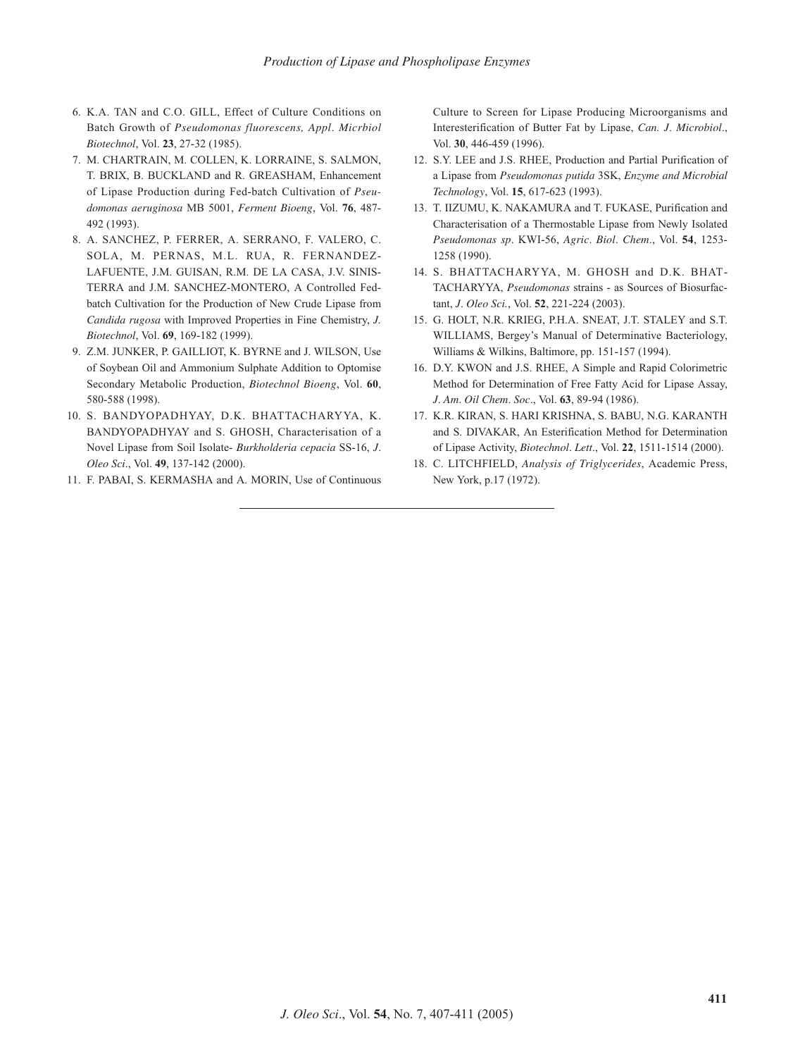6. K.A. TAN and C.O. GILL, Effect of Culture Conditions on Batch Growth of *Pseudomonas fluorescens, Appl. Micrbiol Biotechnol*, Vol. **23**, 27-32 (1985).
7. M. CHARTRAIN, M. COLLEN, K. LORRAINE, S. SALMON, T. BRIX, B. BUCKLAND and R. GREASHAM, Enhancement of Lipase Production during Fed-batch Cultivation of *Pseudomonas aeruginosa* MB 5001, *Ferment Bioeng*, Vol. **76**, 487-492 (1993).
8. A. SANCHEZ, P. FERRER, A. SERRANO, F. VALERO, C. SOLA, M. PERNAS, M.L. RUA, R. FERNANDEZ-LAFUENTE, J.M. GUISAN, R.M. DE LA CASA, J.V. SINISTERRA and J.M. SANCHEZ-MONTERO, A Controlled Fed-batch Cultivation for the Production of New Crude Lipase from *Candida rugosa* with Improved Properties in Fine Chemistry, *J. Biotechnol*, Vol. **69**, 169-182 (1999).
9. Z.M. JUNKER, P. GAILLIOT, K. BYRNE and J. WILSON, Use of Soybean Oil and Ammonium Sulphate Addition to Optomise Secondary Metabolic Production, *Biotechnol Bioeng*, Vol. **60**, 580-588 (1998).
10. S. BANDYOPADHYAY, D.K. BHATTACHARYYA, K. BANDYOPADHYAY and S. GHOSH, Characterisation of a Novel Lipase from Soil Isolate- *Burkholderia cepacia* SS-16, *J. Oleo Sci*., Vol. **49**, 137-142 (2000).
11. F. PABAI, S. KERMASHA and A. MORIN, Use of Continuous Culture to Screen for Lipase Producing Microorganisms and Interesterification of Butter Fat by Lipase, *Can. J. Microbiol*., Vol. **30**, 446-459 (1996).
12. S.Y. LEE and J.S. RHEE, Production and Partial Purification of a Lipase from *Pseudomonas putida* 3SK, *Enzyme and Microbial Technology*, Vol. **15**, 617-623 (1993).
13. T. IIZUMU, K. NAKAMURA and T. FUKASE, Purification and Characterisation of a Thermostable Lipase from Newly Isolated *Pseudomonas sp*. KWI-56, *Agric. Biol. Chem*., Vol. **54**, 1253-1258 (1990).
14. S. BHATTACHARYYA, M. GHOSH and D.K. BHATTACHARYYA, *Pseudomonas* strains - as Sources of Biosurfactant, *J. Oleo Sci.*, Vol. **52**, 221-224 (2003).
15. G. HOLT, N.R. KRIEG, P.H.A. SNEAT, J.T. STALEY and S.T. WILLIAMS, Bergey's Manual of Determinative Bacteriology, Williams & Wilkins, Baltimore, pp. 151-157 (1994).
16. D.Y. KWON and J.S. RHEE, A Simple and Rapid Colorimetric Method for Determination of Free Fatty Acid for Lipase Assay, *J. Am. Oil Chem. Soc*., Vol. **63**, 89-94 (1986).
17. K.R. KIRAN, S. HARI KRISHNA, S. BABU, N.G. KARANTH and S. DIVAKAR, An Esterification Method for Determination of Lipase Activity, *Biotechnol. Lett*., Vol. **22**, 1511-1514 (2000).
18. C. LITCHFIELD, *Analysis of Triglycerides*, Academic Press, New York, p.17 (1972).